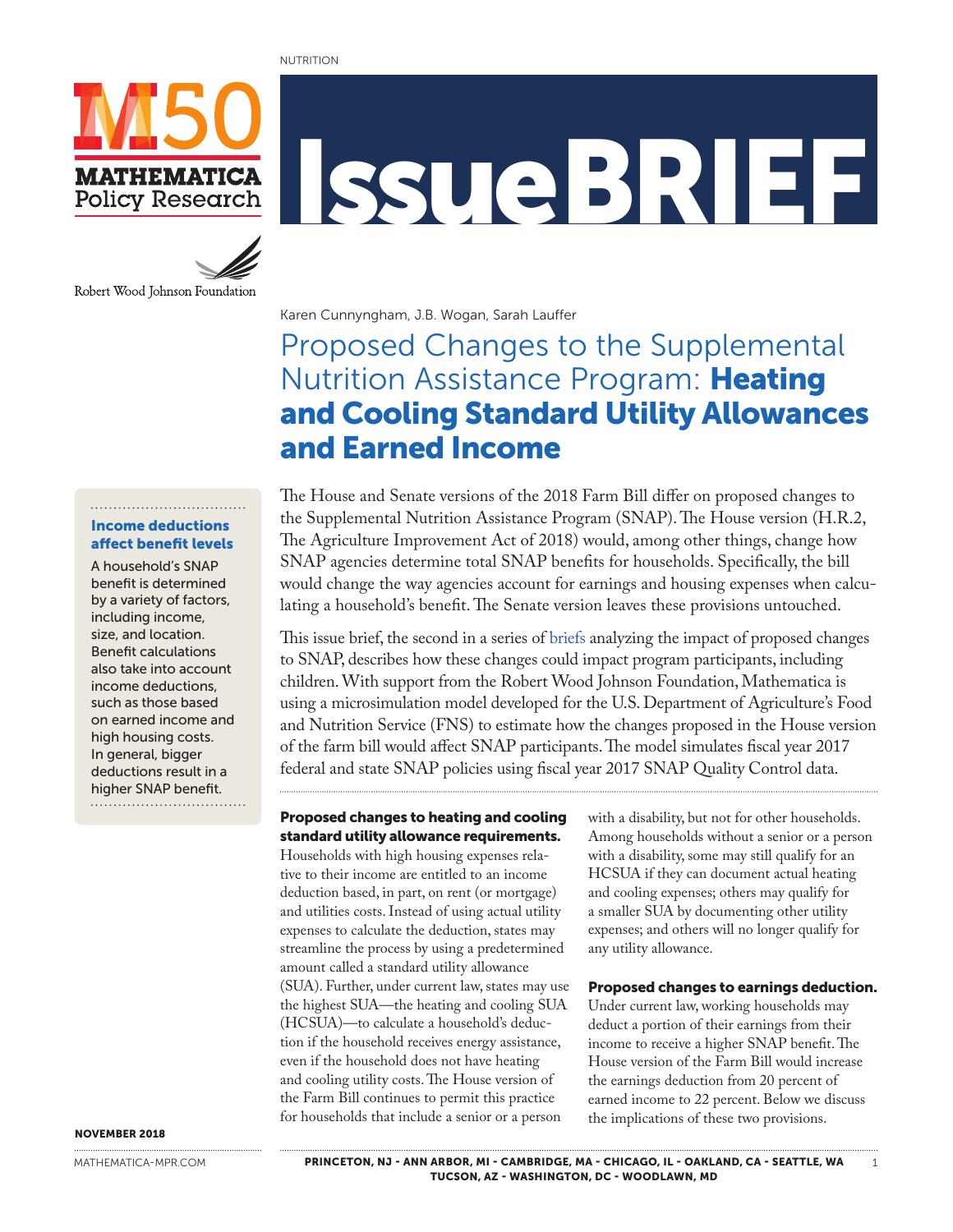NUTRITION

# IssueBRIEF

MATHEMATICA Policy Research

Robert Wood Johnson Foundation

Karen Cunnyngham, J.B. Wogan, Sarah Lauffer

# Proposed Changes to the Supplemental Nutrition Assistance Program: **Heating and Cooling Standard Utility Allowances and Earned Income**

The House and Senate versions of the 2018 Farm Bill differ on proposed changes to the Supplemental Nutrition Assistance Program (SNAP). The House version (H.R.2, The Agriculture Improvement Act of 2018) would, among other things, change how SNAP agencies determine total SNAP benefits for households. Specifically, the bill would change the way agencies account for earnings and housing expenses when calculating a household's benefit. The Senate version leaves these provisions untouched.

This issue brief, the second in a series of briefs analyzing the impact of proposed changes to SNAP, describes how these changes could impact program participants, including children. With support from the Robert Wood Johnson Foundation, Mathematica is using a microsimulation model developed for the U.S. Department of Agriculture's Food and Nutrition Service (FNS) to estimate how the changes proposed in the House version of the farm bill would affect SNAP participants. The model simulates fiscal year 2017 federal and state SNAP policies using fiscal year 2017 SNAP Quality Control data.

> **Income deductions affect benefit levels**
>
> A household's SNAP benefit is determined by a variety of factors, including income, size, and location. Benefit calculations also take into account income deductions, such as those based on earned income and high housing costs. In general, bigger deductions result in a higher SNAP benefit.

**Proposed changes to heating and cooling standard utility allowance requirements.** Households with high housing expenses relative to their income are entitled to an income deduction based, in part, on rent (or mortgage) and utilities costs. Instead of using actual utility expenses to calculate the deduction, states may streamline the process by using a predetermined amount called a standard utility allowance (SUA). Further, under current law, states may use the highest SUA—the heating and cooling SUA (HCSUA)—to calculate a household's deduction if the household receives energy assistance, even if the household does not have heating and cooling utility costs. The House version of the Farm Bill continues to permit this practice for households that include a senior or a person with a disability, but not for other households. Among households without a senior or a person with a disability, some may still qualify for an HCSUA if they can document actual heating and cooling expenses; others may qualify for a smaller SUA by documenting other utility expenses; and others will no longer qualify for any utility allowance.

**Proposed changes to earnings deduction.** Under current law, working households may deduct a portion of their earnings from their income to receive a higher SNAP benefit. The House version of the Farm Bill would increase the earnings deduction from 20 percent of earned income to 22 percent. Below we discuss the implications of these two provisions.

NOVEMBER 2018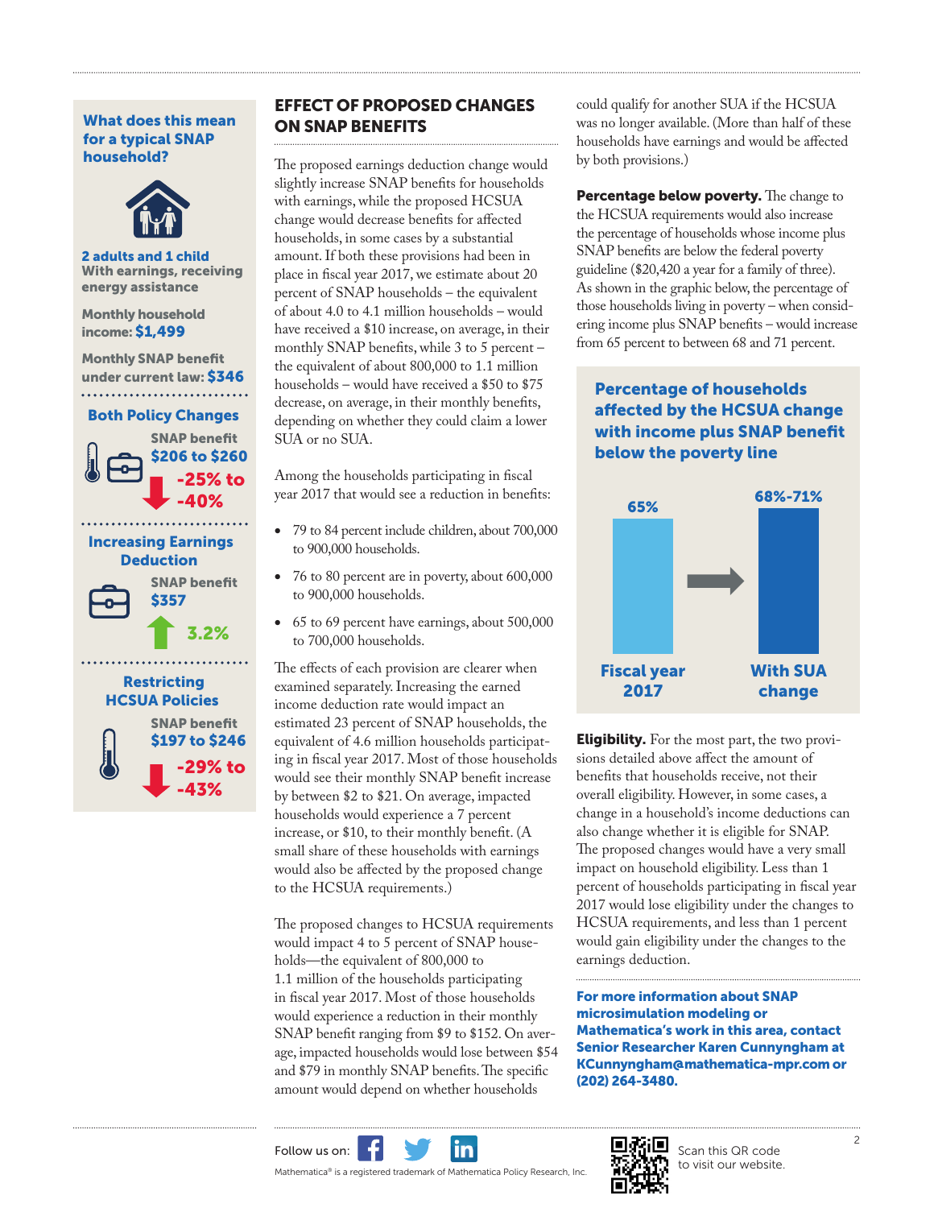## What does this mean for a typical SNAP household?

**2 adults and 1 child**
With earnings, receiving energy assistance

Monthly household income: **$1,499**

Monthly SNAP benefit under current law: **$346**

### Both Policy Changes

SNAP benefit
**$206 to $260**
**-25% to -40%**

### Increasing Earnings Deduction

SNAP benefit
**$357**
**3.2%**

### Restricting HCSUA Policies

SNAP benefit
**$197 to $246**
**-29% to -43%**

## EFFECT OF PROPOSED CHANGES ON SNAP BENEFITS

The proposed earnings deduction change would slightly increase SNAP benefits for households with earnings, while the proposed HCSUA change would decrease benefits for affected households, in some cases by a substantial amount. If both these provisions had been in place in fiscal year 2017, we estimate about 20 percent of SNAP households – the equivalent of about 4.0 to 4.1 million households – would have received a $10 increase, on average, in their monthly SNAP benefits, while 3 to 5 percent – the equivalent of about 800,000 to 1.1 million households – would have received a $50 to $75 decrease, on average, in their monthly benefits, depending on whether they could claim a lower SUA or no SUA.

Among the households participating in fiscal year 2017 that would see a reduction in benefits:

- 79 to 84 percent include children, about 700,000 to 900,000 households.
- 76 to 80 percent are in poverty, about 600,000 to 900,000 households.
- 65 to 69 percent have earnings, about 500,000 to 700,000 households.

The effects of each provision are clearer when examined separately. Increasing the earned income deduction rate would impact an estimated 23 percent of SNAP households, the equivalent of 4.6 million households participating in fiscal year 2017. Most of those households would see their monthly SNAP benefit increase by between $2 to $21. On average, impacted households would experience a 7 percent increase, or $10, to their monthly benefit. (A small share of these households with earnings would also be affected by the proposed change to the HCSUA requirements.)

The proposed changes to HCSUA requirements would impact 4 to 5 percent of SNAP households—the equivalent of 800,000 to 1.1 million of the households participating in fiscal year 2017. Most of those households would experience a reduction in their monthly SNAP benefit ranging from $9 to $152. On average, impacted households would lose between $54 and $79 in monthly SNAP benefits. The specific amount would depend on whether households could qualify for another SUA if the HCSUA was no longer available. (More than half of these households have earnings and would be affected by both provisions.)

**Percentage below poverty.** The change to the HCSUA requirements would also increase the percentage of households whose income plus SNAP benefits are below the federal poverty guideline ($20,420 a year for a family of three). As shown in the graphic below, the percentage of those households living in poverty – when considering income plus SNAP benefits – would increase from 65 percent to between 68 and 71 percent.

### Percentage of households affected by the HCSUA change with income plus SNAP benefit below the poverty line

65%
Fiscal year 2017

68%-71%
With SUA change

**Eligibility.** For the most part, the two provisions detailed above affect the amount of benefits that households receive, not their overall eligibility. However, in some cases, a change in a household's income deductions can also change whether it is eligible for SNAP. The proposed changes would have a very small impact on household eligibility. Less than 1 percent of households participating in fiscal year 2017 would lose eligibility under the changes to HCSUA requirements, and less than 1 percent would gain eligibility under the changes to the earnings deduction.

**For more information about SNAP microsimulation modeling or Mathematica's work in this area, contact Senior Researcher Karen Cunnyngham at KCunnyngham@mathematica-mpr.com or (202) 264-3480.**

Follow us on:

Mathematica® is a registered trademark of Mathematica Policy Research, Inc.

Scan this QR code to visit our website.